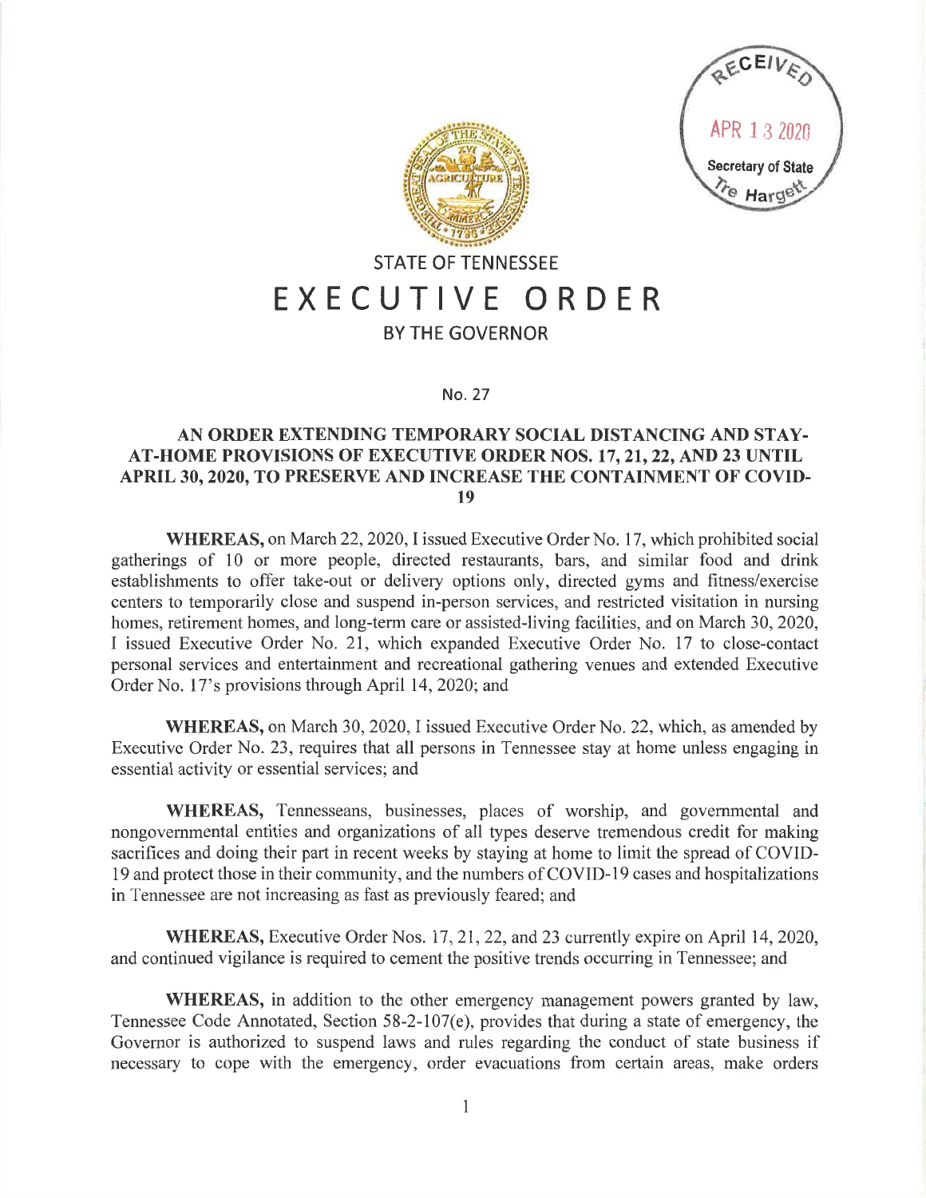RECEIVED
APR 13 2020
Secretary of State
Tre Hargett

# STATE OF TENNESSEE
# EXECUTIVE ORDER
## BY THE GOVERNOR

No. 27

**AN ORDER EXTENDING TEMPORARY SOCIAL DISTANCING AND STAY-AT-HOME PROVISIONS OF EXECUTIVE ORDER NOS. 17, 21, 22, AND 23 UNTIL APRIL 30, 2020, TO PRESERVE AND INCREASE THE CONTAINMENT OF COVID-19**

**WHEREAS,** on March 22, 2020, I issued Executive Order No. 17, which prohibited social gatherings of 10 or more people, directed restaurants, bars, and similar food and drink establishments to offer take-out or delivery options only, directed gyms and fitness/exercise centers to temporarily close and suspend in-person services, and restricted visitation in nursing homes, retirement homes, and long-term care or assisted-living facilities, and on March 30, 2020, I issued Executive Order No. 21, which expanded Executive Order No. 17 to close-contact personal services and entertainment and recreational gathering venues and extended Executive Order No. 17's provisions through April 14, 2020; and

**WHEREAS,** on March 30, 2020, I issued Executive Order No. 22, which, as amended by Executive Order No. 23, requires that all persons in Tennessee stay at home unless engaging in essential activity or essential services; and

**WHEREAS,** Tennesseans, businesses, places of worship, and governmental and nongovernmental entities and organizations of all types deserve tremendous credit for making sacrifices and doing their part in recent weeks by staying at home to limit the spread of COVID-19 and protect those in their community, and the numbers of COVID-19 cases and hospitalizations in Tennessee are not increasing as fast as previously feared; and

**WHEREAS,** Executive Order Nos. 17, 21, 22, and 23 currently expire on April 14, 2020, and continued vigilance is required to cement the positive trends occurring in Tennessee; and

**WHEREAS,** in addition to the other emergency management powers granted by law, Tennessee Code Annotated, Section 58-2-107(e), provides that during a state of emergency, the Governor is authorized to suspend laws and rules regarding the conduct of state business if necessary to cope with the emergency, order evacuations from certain areas, make orders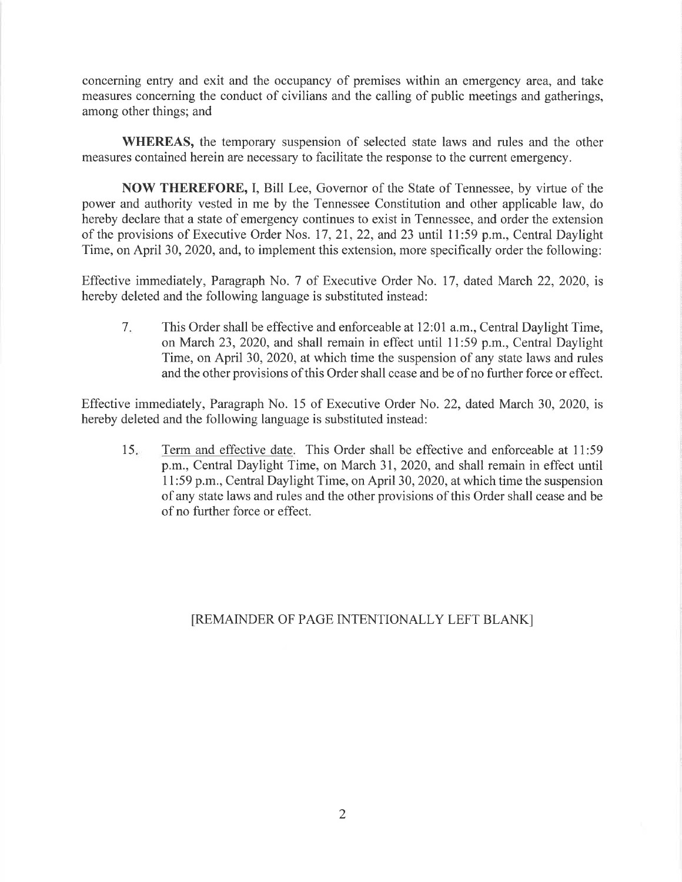concerning entry and exit and the occupancy of premises within an emergency area, and take measures concerning the conduct of civilians and the calling of public meetings and gatherings, among other things; and

**WHEREAS,** the temporary suspension of selected state laws and rules and the other measures contained herein are necessary to facilitate the response to the current emergency.

**NOW THEREFORE,** I, Bill Lee, Governor of the State of Tennessee, by virtue of the power and authority vested in me by the Tennessee Constitution and other applicable law, do hereby declare that a state of emergency continues to exist in Tennessee, and order the extension of the provisions of Executive Order Nos. 17, 21, 22, and 23 until 11:59 p.m., Central Daylight Time, on April 30, 2020, and, to implement this extension, more specifically order the following:

Effective immediately, Paragraph No. 7 of Executive Order No. 17, dated March 22, 2020, is hereby deleted and the following language is substituted instead:

> 7. This Order shall be effective and enforceable at 12:01 a.m., Central Daylight Time, on March 23, 2020, and shall remain in effect until 11:59 p.m., Central Daylight Time, on April 30, 2020, at which time the suspension of any state laws and rules and the other provisions of this Order shall cease and be of no further force or effect.

Effective immediately, Paragraph No. 15 of Executive Order No. 22, dated March 30, 2020, is hereby deleted and the following language is substituted instead:

> 15. <u>Term and effective date</u>. This Order shall be effective and enforceable at 11:59 p.m., Central Daylight Time, on March 31, 2020, and shall remain in effect until 11:59 p.m., Central Daylight Time, on April 30, 2020, at which time the suspension of any state laws and rules and the other provisions of this Order shall cease and be of no further force or effect.

[REMAINDER OF PAGE INTENTIONALLY LEFT BLANK]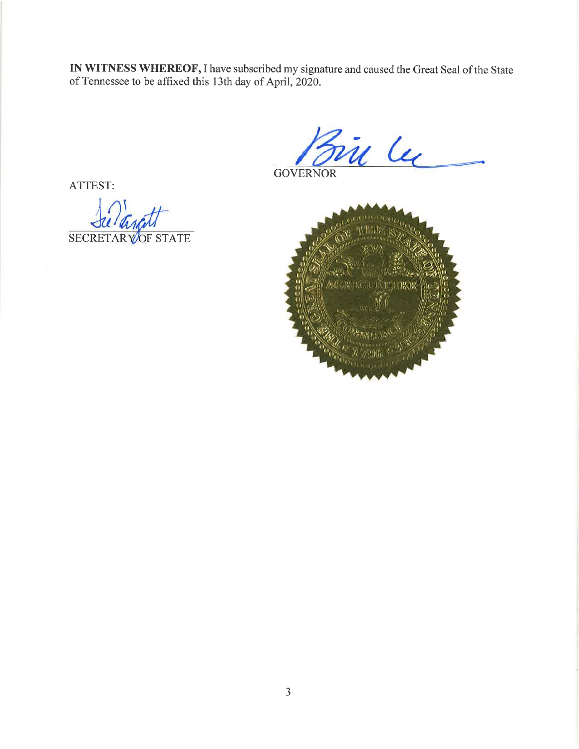**IN WITNESS WHEREOF,** I have subscribed my signature and caused the Great Seal of the State of Tennessee to be affixed this 13th day of April, 2020.

GOVERNOR

ATTEST:

SECRETARY OF STATE